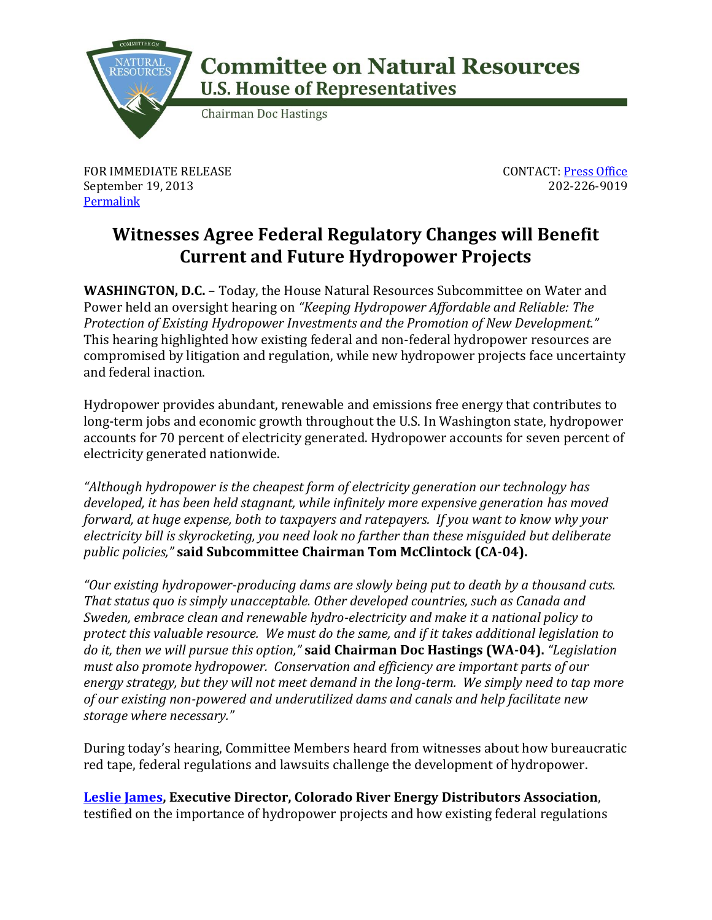**Committee on Natural Resources**
**U.S. House of Representatives**
Chairman Doc Hastings

FOR IMMEDIATE RELEASE
September 19, 2013
[Permalink]

CONTACT: [Press Office]
202-226-9019

# Witnesses Agree Federal Regulatory Changes will Benefit Current and Future Hydropower Projects

**WASHINGTON, D.C.** – Today, the House Natural Resources Subcommittee on Water and Power held an oversight hearing on *"Keeping Hydropower Affordable and Reliable: The Protection of Existing Hydropower Investments and the Promotion of New Development."* This hearing highlighted how existing federal and non-federal hydropower resources are compromised by litigation and regulation, while new hydropower projects face uncertainty and federal inaction.

Hydropower provides abundant, renewable and emissions free energy that contributes to long-term jobs and economic growth throughout the U.S. In Washington state, hydropower accounts for 70 percent of electricity generated. Hydropower accounts for seven percent of electricity generated nationwide.

*"Although hydropower is the cheapest form of electricity generation our technology has developed, it has been held stagnant, while infinitely more expensive generation has moved forward, at huge expense, both to taxpayers and ratepayers. If you want to know why your electricity bill is skyrocketing, you need look no farther than these misguided but deliberate public policies,"* **said Subcommittee Chairman Tom McClintock (CA-04).**

*"Our existing hydropower-producing dams are slowly being put to death by a thousand cuts. That status quo is simply unacceptable. Other developed countries, such as Canada and Sweden, embrace clean and renewable hydro-electricity and make it a national policy to protect this valuable resource. We must do the same, and if it takes additional legislation to do it, then we will pursue this option,"* **said Chairman Doc Hastings (WA-04).** *"Legislation must also promote hydropower. Conservation and efficiency are important parts of our energy strategy, but they will not meet demand in the long-term. We simply need to tap more of our existing non-powered and underutilized dams and canals and help facilitate new storage where necessary."*

During today's hearing, Committee Members heard from witnesses about how bureaucratic red tape, federal regulations and lawsuits challenge the development of hydropower.

**[Leslie James], Executive Director, Colorado River Energy Distributors Association**, testified on the importance of hydropower projects and how existing federal regulations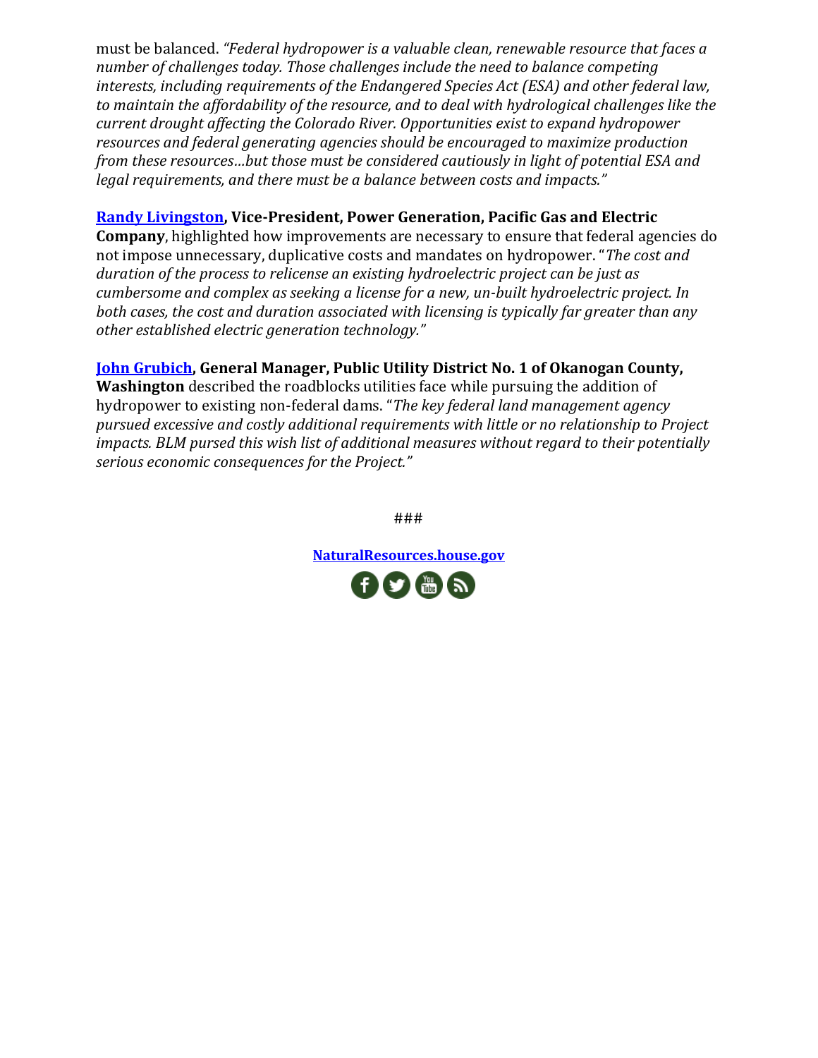must be balanced. *"Federal hydropower is a valuable clean, renewable resource that faces a number of challenges today. Those challenges include the need to balance competing interests, including requirements of the Endangered Species Act (ESA) and other federal law, to maintain the affordability of the resource, and to deal with hydrological challenges like the current drought affecting the Colorado River. Opportunities exist to expand hydropower resources and federal generating agencies should be encouraged to maximize production from these resources…but those must be considered cautiously in light of potential ESA and legal requirements, and there must be a balance between costs and impacts."*

**Randy Livingston, Vice-President, Power Generation, Pacific Gas and Electric Company**, highlighted how improvements are necessary to ensure that federal agencies do not impose unnecessary, duplicative costs and mandates on hydropower. "*The cost and duration of the process to relicense an existing hydroelectric project can be just as cumbersome and complex as seeking a license for a new, un-built hydroelectric project. In both cases, the cost and duration associated with licensing is typically far greater than any other established electric generation technology."*

**John Grubich, General Manager, Public Utility District No. 1 of Okanogan County, Washington** described the roadblocks utilities face while pursuing the addition of hydropower to existing non-federal dams. "*The key federal land management agency pursued excessive and costly additional requirements with little or no relationship to Project impacts. BLM pursed this wish list of additional measures without regard to their potentially serious economic consequences for the Project."*

###

**NaturalResources.house.gov**